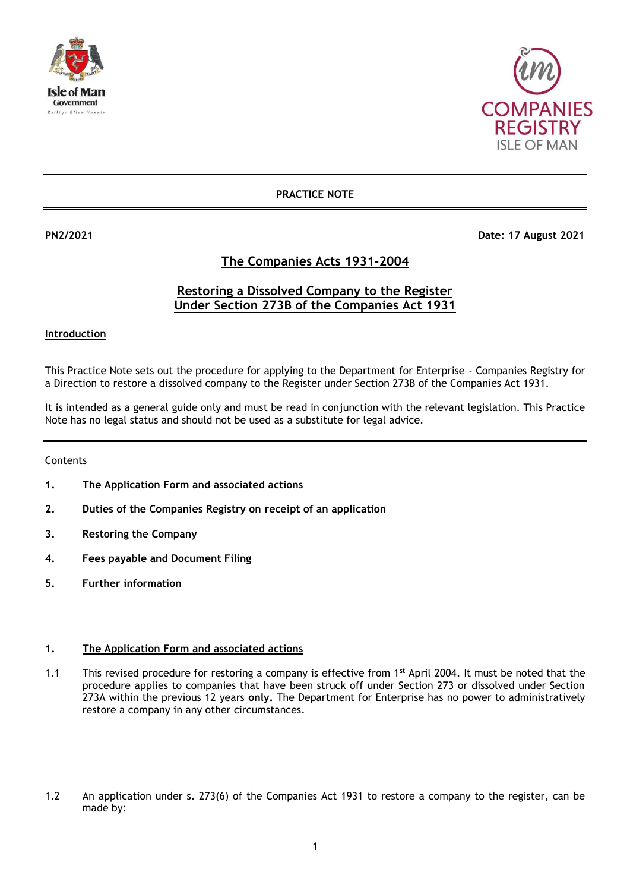**PRACTICE NOTE**

**PN2/2021** **Date: 17 August 2021**

# The Companies Acts 1931-2004

## Restoring a Dissolved Company to the Register Under Section 273B of the Companies Act 1931

### Introduction

This Practice Note sets out the procedure for applying to the Department for Enterprise - Companies Registry for a Direction to restore a dissolved company to the Register under Section 273B of the Companies Act 1931.

It is intended as a general guide only and must be read in conjunction with the relevant legislation. This Practice Note has no legal status and should not be used as a substitute for legal advice.

---

Contents

1. **The Application Form and associated actions**
2. **Duties of the Companies Registry on receipt of an application**
3. **Restoring the Company**
4. **Fees payable and Document Filing**
5. **Further information**

---

### 1. The Application Form and associated actions

1.1 This revised procedure for restoring a company is effective from 1st April 2004. It must be noted that the procedure applies to companies that have been struck off under Section 273 or dissolved under Section 273A within the previous 12 years **only.** The Department for Enterprise has no power to administratively restore a company in any other circumstances.

1.2 An application under s. 273(6) of the Companies Act 1931 to restore a company to the register, can be made by: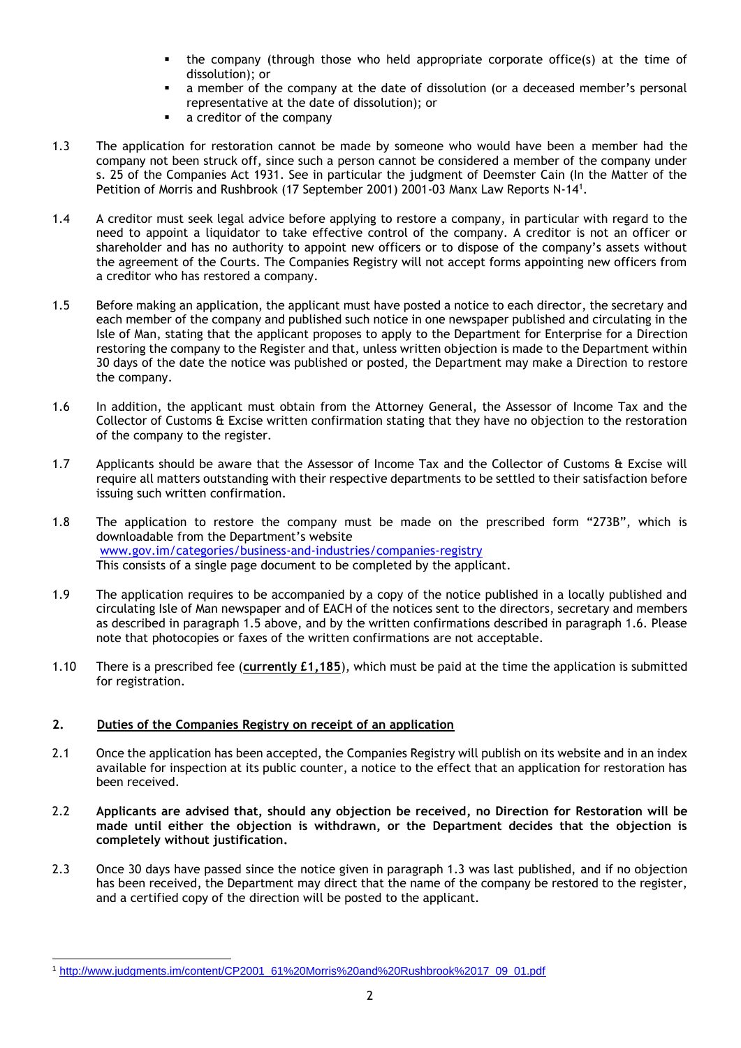- the company (through those who held appropriate corporate office(s) at the time of dissolution); or
- a member of the company at the date of dissolution (or a deceased member's personal representative at the date of dissolution); or
- a creditor of the company

1.3 The application for restoration cannot be made by someone who would have been a member had the company not been struck off, since such a person cannot be considered a member of the company under s. 25 of the Companies Act 1931. See in particular the judgment of Deemster Cain (In the Matter of the Petition of Morris and Rushbrook (17 September 2001) 2001-03 Manx Law Reports N-14[1].

1.4 A creditor must seek legal advice before applying to restore a company, in particular with regard to the need to appoint a liquidator to take effective control of the company. A creditor is not an officer or shareholder and has no authority to appoint new officers or to dispose of the company's assets without the agreement of the Courts. The Companies Registry will not accept forms appointing new officers from a creditor who has restored a company.

1.5 Before making an application, the applicant must have posted a notice to each director, the secretary and each member of the company and published such notice in one newspaper published and circulating in the Isle of Man, stating that the applicant proposes to apply to the Department for Enterprise for a Direction restoring the company to the Register and that, unless written objection is made to the Department within 30 days of the date the notice was published or posted, the Department may make a Direction to restore the company.

1.6 In addition, the applicant must obtain from the Attorney General, the Assessor of Income Tax and the Collector of Customs & Excise written confirmation stating that they have no objection to the restoration of the company to the register.

1.7 Applicants should be aware that the Assessor of Income Tax and the Collector of Customs & Excise will require all matters outstanding with their respective departments to be settled to their satisfaction before issuing such written confirmation.

1.8 The application to restore the company must be made on the prescribed form "273B", which is downloadable from the Department's website
[www.gov.im/categories/business-and-industries/companies-registry](http://www.gov.im/categories/business-and-industries/companies-registry)
This consists of a single page document to be completed by the applicant.

1.9 The application requires to be accompanied by a copy of the notice published in a locally published and circulating Isle of Man newspaper and of EACH of the notices sent to the directors, secretary and members as described in paragraph 1.5 above, and by the written confirmations described in paragraph 1.6. Please note that photocopies or faxes of the written confirmations are not acceptable.

1.10 There is a prescribed fee (**currently £1,185**), which must be paid at the time the application is submitted for registration.

## 2. Duties of the Companies Registry on receipt of an application

2.1 Once the application has been accepted, the Companies Registry will publish on its website and in an index available for inspection at its public counter, a notice to the effect that an application for restoration has been received.

2.2 **Applicants are advised that, should any objection be received, no Direction for Restoration will be made until either the objection is withdrawn, or the Department decides that the objection is completely without justification.**

2.3 Once 30 days have passed since the notice given in paragraph 1.3 was last published, and if no objection has been received, the Department may direct that the name of the company be restored to the register, and a certified copy of the direction will be posted to the applicant.

---

[1] http://www.judgments.im/content/CP2001_61%20Morris%20and%20Rushbrook%2017_09_01.pdf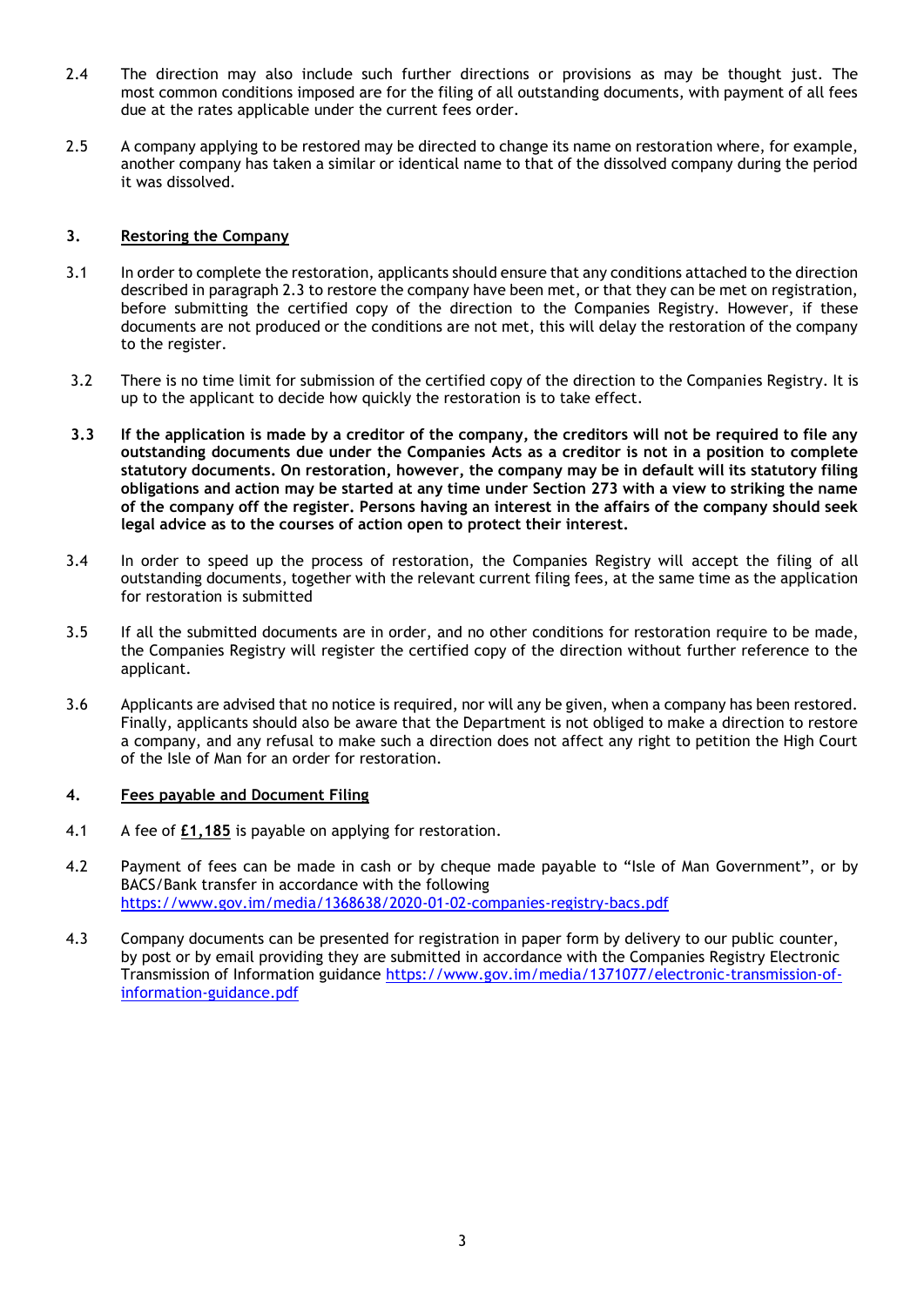2.4 The direction may also include such further directions or provisions as may be thought just. The most common conditions imposed are for the filing of all outstanding documents, with payment of all fees due at the rates applicable under the current fees order.

2.5 A company applying to be restored may be directed to change its name on restoration where, for example, another company has taken a similar or identical name to that of the dissolved company during the period it was dissolved.

## 3. Restoring the Company

3.1 In order to complete the restoration, applicants should ensure that any conditions attached to the direction described in paragraph 2.3 to restore the company have been met, or that they can be met on registration, before submitting the certified copy of the direction to the Companies Registry. However, if these documents are not produced or the conditions are not met, this will delay the restoration of the company to the register.

3.2 There is no time limit for submission of the certified copy of the direction to the Companies Registry. It is up to the applicant to decide how quickly the restoration is to take effect.

**3.3 If the application is made by a creditor of the company, the creditors will not be required to file any outstanding documents due under the Companies Acts as a creditor is not in a position to complete statutory documents. On restoration, however, the company may be in default will its statutory filing obligations and action may be started at any time under Section 273 with a view to striking the name of the company off the register. Persons having an interest in the affairs of the company should seek legal advice as to the courses of action open to protect their interest.**

3.4 In order to speed up the process of restoration, the Companies Registry will accept the filing of all outstanding documents, together with the relevant current filing fees, at the same time as the application for restoration is submitted

3.5 If all the submitted documents are in order, and no other conditions for restoration require to be made, the Companies Registry will register the certified copy of the direction without further reference to the applicant.

3.6 Applicants are advised that no notice is required, nor will any be given, when a company has been restored. Finally, applicants should also be aware that the Department is not obliged to make a direction to restore a company, and any refusal to make such a direction does not affect any right to petition the High Court of the Isle of Man for an order for restoration.

## 4. Fees payable and Document Filing

4.1 A fee of **£1,185** is payable on applying for restoration.

4.2 Payment of fees can be made in cash or by cheque made payable to "Isle of Man Government", or by BACS/Bank transfer in accordance with the following https://www.gov.im/media/1368638/2020-01-02-companies-registry-bacs.pdf

4.3 Company documents can be presented for registration in paper form by delivery to our public counter, by post or by email providing they are submitted in accordance with the Companies Registry Electronic Transmission of Information guidance https://www.gov.im/media/1371077/electronic-transmission-of-information-guidance.pdf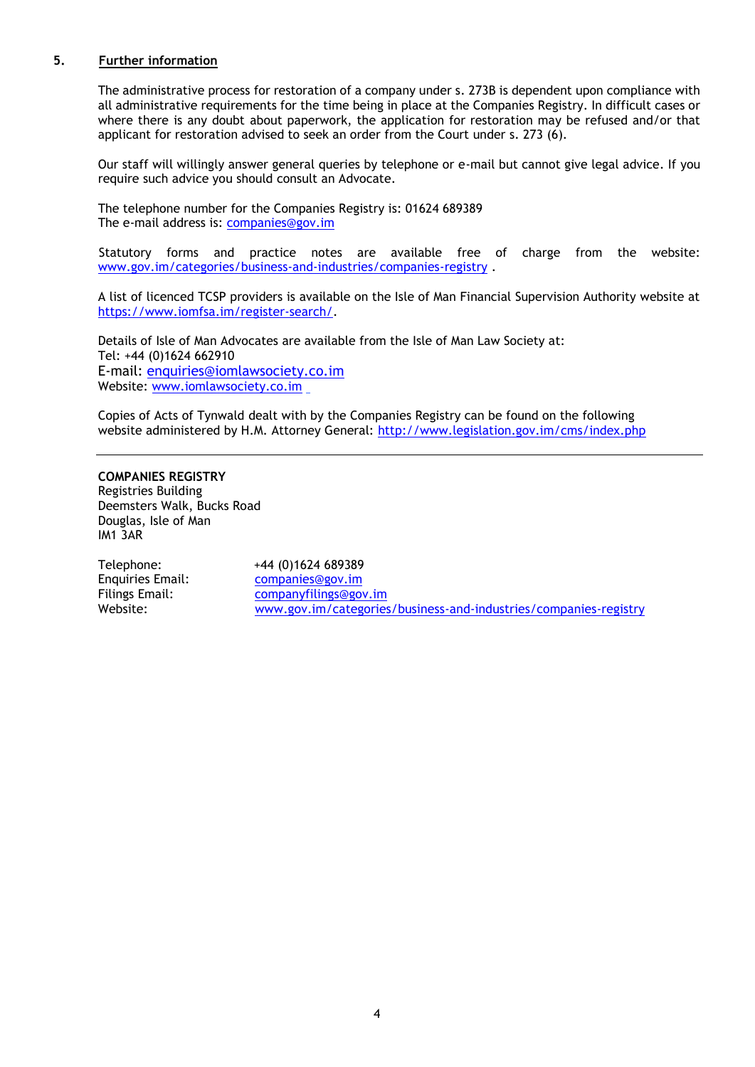## 5. Further information

The administrative process for restoration of a company under s. 273B is dependent upon compliance with all administrative requirements for the time being in place at the Companies Registry. In difficult cases or where there is any doubt about paperwork, the application for restoration may be refused and/or that applicant for restoration advised to seek an order from the Court under s. 273 (6).

Our staff will willingly answer general queries by telephone or e-mail but cannot give legal advice. If you require such advice you should consult an Advocate.

The telephone number for the Companies Registry is: 01624 689389
The e-mail address is: companies@gov.im

Statutory forms and practice notes are available free of charge from the website: www.gov.im/categories/business-and-industries/companies-registry .

A list of licenced TCSP providers is available on the Isle of Man Financial Supervision Authority website at https://www.iomfsa.im/register-search/.

Details of Isle of Man Advocates are available from the Isle of Man Law Society at:
Tel: +44 (0)1624 662910
E-mail: enquiries@iomlawsociety.co.im
Website: www.iomlawsociety.co.im

Copies of Acts of Tynwald dealt with by the Companies Registry can be found on the following website administered by H.M. Attorney General: http://www.legislation.gov.im/cms/index.php

---

**COMPANIES REGISTRY**
Registries Building
Deemsters Walk, Bucks Road
Douglas, Isle of Man
IM1 3AR

| | |
|---|---|
| Telephone: | +44 (0)1624 689389 |
| Enquiries Email: | companies@gov.im |
| Filings Email: | companyfilings@gov.im |
| Website: | www.gov.im/categories/business-and-industries/companies-registry |